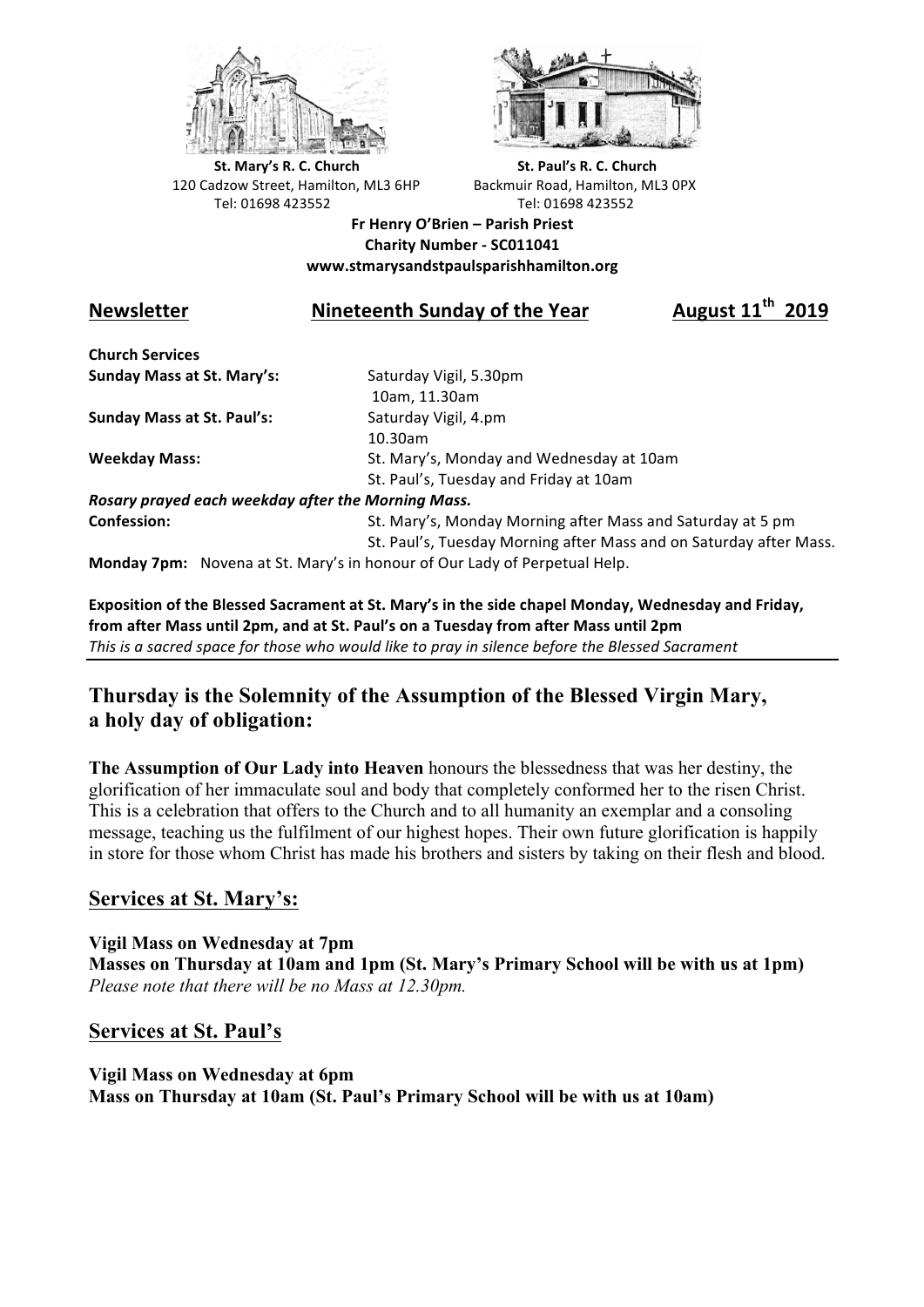**St. Mary's R. C. Church**
120 Cadzow Street, Hamilton, ML3 6HP
Tel: 01698 423552

**St. Paul's R. C. Church**
Backmuir Road, Hamilton, ML3 0PX
Tel: 01698 423552

**Fr Henry O'Brien – Parish Priest**
**Charity Number - SC011041**
**www.stmarysandstpaulsparishhamilton.org**

## Newsletter — Nineteenth Sunday of the Year — August 11th 2019

**Church Services**

| | |
|---|---|
| **Sunday Mass at St. Mary's:** | Saturday Vigil, 5.30pm |
| | 10am, 11.30am |
| **Sunday Mass at St. Paul's:** | Saturday Vigil, 4.pm |
| | 10.30am |
| **Weekday Mass:** | St. Mary's, Monday and Wednesday at 10am |
| | St. Paul's, Tuesday and Friday at 10am |

***Rosary prayed each weekday after the Morning Mass.***

| | |
|---|---|
| **Confession:** | St. Mary's, Monday Morning after Mass and Saturday at 5 pm |
| | St. Paul's, Tuesday Morning after Mass and on Saturday after Mass. |

**Monday 7pm:** Novena at St. Mary's in honour of Our Lady of Perpetual Help.

**Exposition of the Blessed Sacrament at St. Mary's in the side chapel Monday, Wednesday and Friday, from after Mass until 2pm, and at St. Paul's on a Tuesday from after Mass until 2pm**
*This is a sacred space for those who would like to pray in silence before the Blessed Sacrament*

## Thursday is the Solemnity of the Assumption of the Blessed Virgin Mary, a holy day of obligation:

**The Assumption of Our Lady into Heaven** honours the blessedness that was her destiny, the glorification of her immaculate soul and body that completely conformed her to the risen Christ. This is a celebration that offers to the Church and to all humanity an exemplar and a consoling message, teaching us the fulfilment of our highest hopes. Their own future glorification is happily in store for those whom Christ has made his brothers and sisters by taking on their flesh and blood.

## Services at St. Mary's:

**Vigil Mass on Wednesday at 7pm**
**Masses on Thursday at 10am and 1pm (St. Mary's Primary School will be with us at 1pm)**
*Please note that there will be no Mass at 12.30pm.*

## Services at St. Paul's

**Vigil Mass on Wednesday at 6pm**
**Mass on Thursday at 10am (St. Paul's Primary School will be with us at 10am)**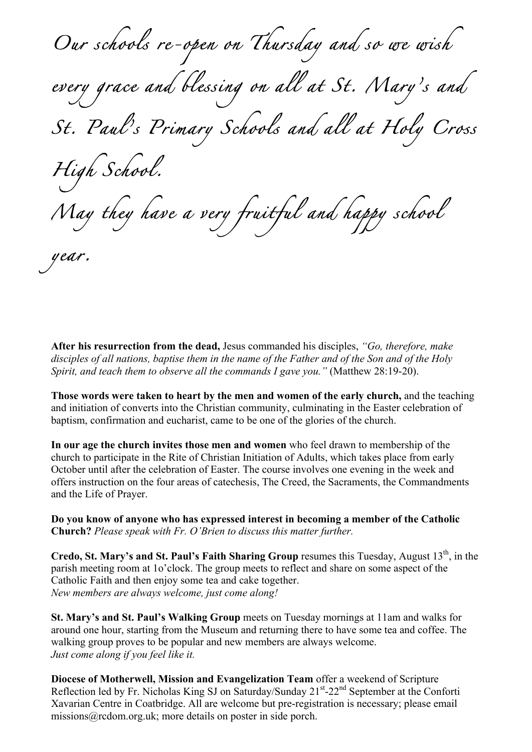*Our schools re-open on Thursday and so we wish every grace and blessing on all at St. Mary's and St. Paul's Primary Schools and all at Holy Cross High School.*

*May they have a very fruitful and happy school year.*

**After his resurrection from the dead,** Jesus commanded his disciples, *"Go, therefore, make disciples of all nations, baptise them in the name of the Father and of the Son and of the Holy Spirit, and teach them to observe all the commands I gave you."* (Matthew 28:19-20).

**Those words were taken to heart by the men and women of the early church,** and the teaching and initiation of converts into the Christian community, culminating in the Easter celebration of baptism, confirmation and eucharist, came to be one of the glories of the church.

**In our age the church invites those men and women** who feel drawn to membership of the church to participate in the Rite of Christian Initiation of Adults, which takes place from early October until after the celebration of Easter. The course involves one evening in the week and offers instruction on the four areas of catechesis, The Creed, the Sacraments, the Commandments and the Life of Prayer.

**Do you know of anyone who has expressed interest in becoming a member of the Catholic Church?** *Please speak with Fr. O'Brien to discuss this matter further.*

**Credo, St. Mary's and St. Paul's Faith Sharing Group** resumes this Tuesday, August 13th, in the parish meeting room at 1o'clock. The group meets to reflect and share on some aspect of the Catholic Faith and then enjoy some tea and cake together.
*New members are always welcome, just come along!*

**St. Mary's and St. Paul's Walking Group** meets on Tuesday mornings at 11am and walks for around one hour, starting from the Museum and returning there to have some tea and coffee. The walking group proves to be popular and new members are always welcome.
*Just come along if you feel like it.*

**Diocese of Motherwell, Mission and Evangelization Team** offer a weekend of Scripture Reflection led by Fr. Nicholas King SJ on Saturday/Sunday 21st-22nd September at the Conforti Xavarian Centre in Coatbridge. All are welcome but pre-registration is necessary; please email missions@rcdom.org.uk; more details on poster in side porch.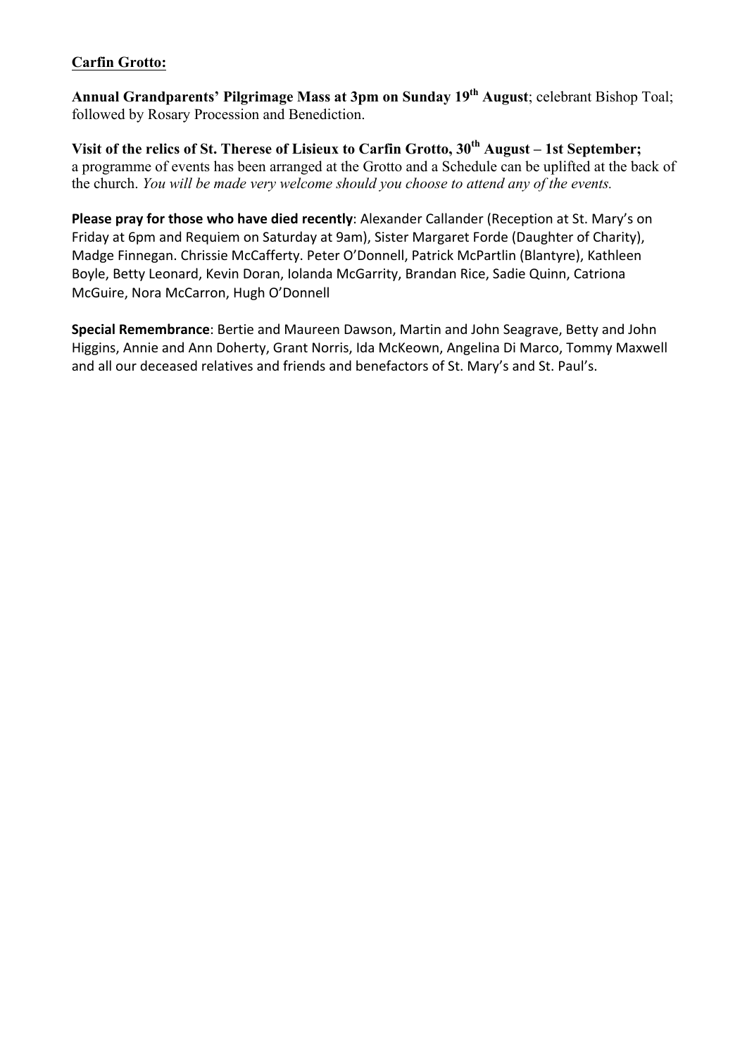**Carfin Grotto:**

**Annual Grandparents' Pilgrimage Mass at 3pm on Sunday 19th August**; celebrant Bishop Toal; followed by Rosary Procession and Benediction.

**Visit of the relics of St. Therese of Lisieux to Carfin Grotto, 30th August – 1st September;** a programme of events has been arranged at the Grotto and a Schedule can be uplifted at the back of the church. *You will be made very welcome should you choose to attend any of the events.*

**Please pray for those who have died recently**: Alexander Callander (Reception at St. Mary's on Friday at 6pm and Requiem on Saturday at 9am), Sister Margaret Forde (Daughter of Charity), Madge Finnegan. Chrissie McCafferty. Peter O'Donnell, Patrick McPartlin (Blantyre), Kathleen Boyle, Betty Leonard, Kevin Doran, Iolanda McGarrity, Brandan Rice, Sadie Quinn, Catriona McGuire, Nora McCarron, Hugh O'Donnell

**Special Remembrance**: Bertie and Maureen Dawson, Martin and John Seagrave, Betty and John Higgins, Annie and Ann Doherty, Grant Norris, Ida McKeown, Angelina Di Marco, Tommy Maxwell and all our deceased relatives and friends and benefactors of St. Mary's and St. Paul's.